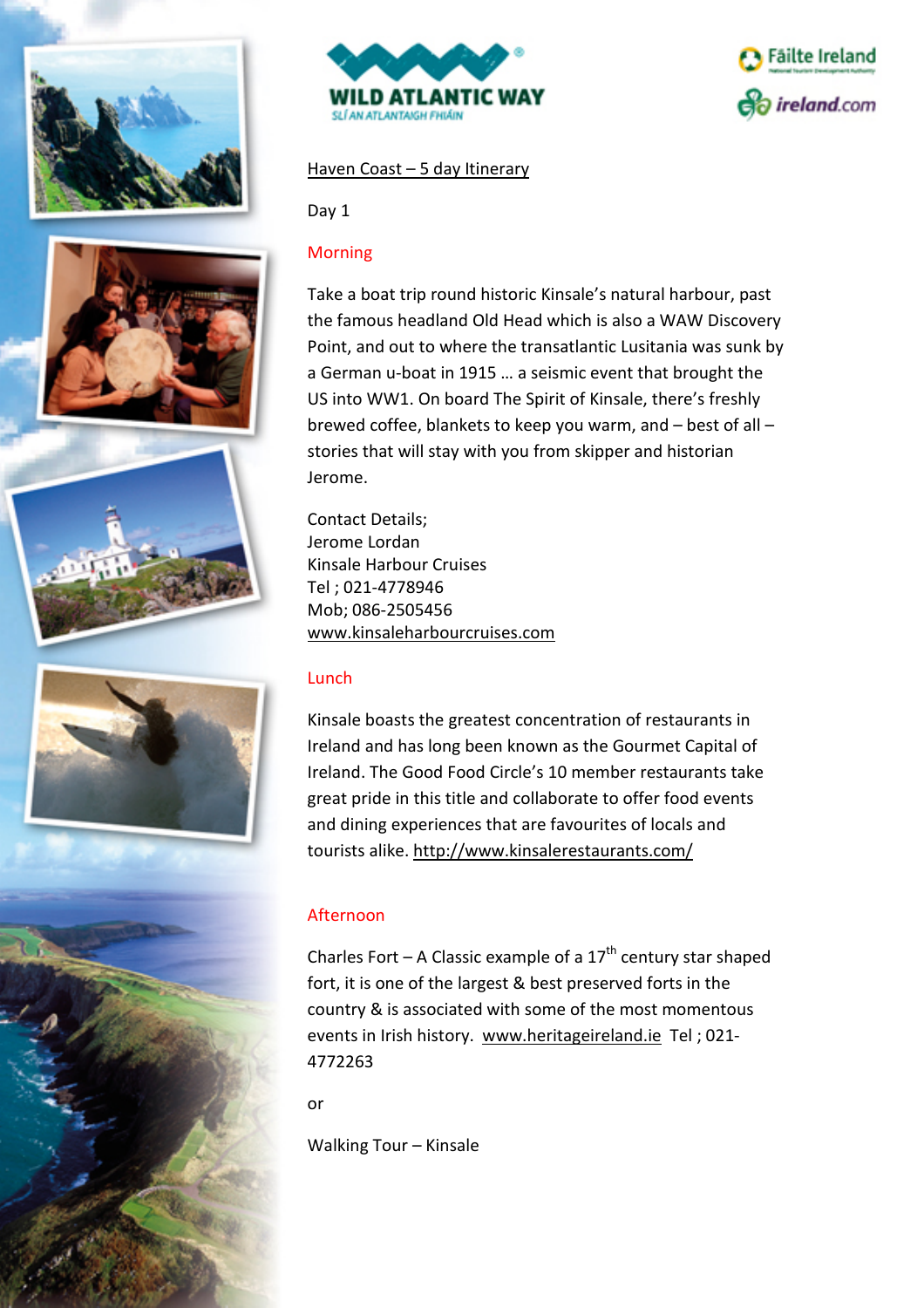# Haven Coast – 5 day Itinerary

## Day 1

### Morning

Take a boat trip round historic Kinsale's natural harbour, past the famous headland Old Head which is also a WAW Discovery Point, and out to where the transatlantic Lusitania was sunk by a German u-boat in 1915 … a seismic event that brought the US into WW1. On board The Spirit of Kinsale, there's freshly brewed coffee, blankets to keep you warm, and – best of all – stories that will stay with you from skipper and historian Jerome.

Contact Details;
Jerome Lordan
Kinsale Harbour Cruises
Tel ; 021-4778946
Mob; 086-2505456
www.kinsaleharbourcruises.com

### Lunch

Kinsale boasts the greatest concentration of restaurants in Ireland and has long been known as the Gourmet Capital of Ireland. The Good Food Circle's 10 member restaurants take great pride in this title and collaborate to offer food events and dining experiences that are favourites of locals and tourists alike. http://www.kinsalerestaurants.com/

### Afternoon

Charles Fort – A Classic example of a 17th century star shaped fort, it is one of the largest & best preserved forts in the country & is associated with some of the most momentous events in Irish history. www.heritageireland.ie Tel ; 021-4772263

or

Walking Tour – Kinsale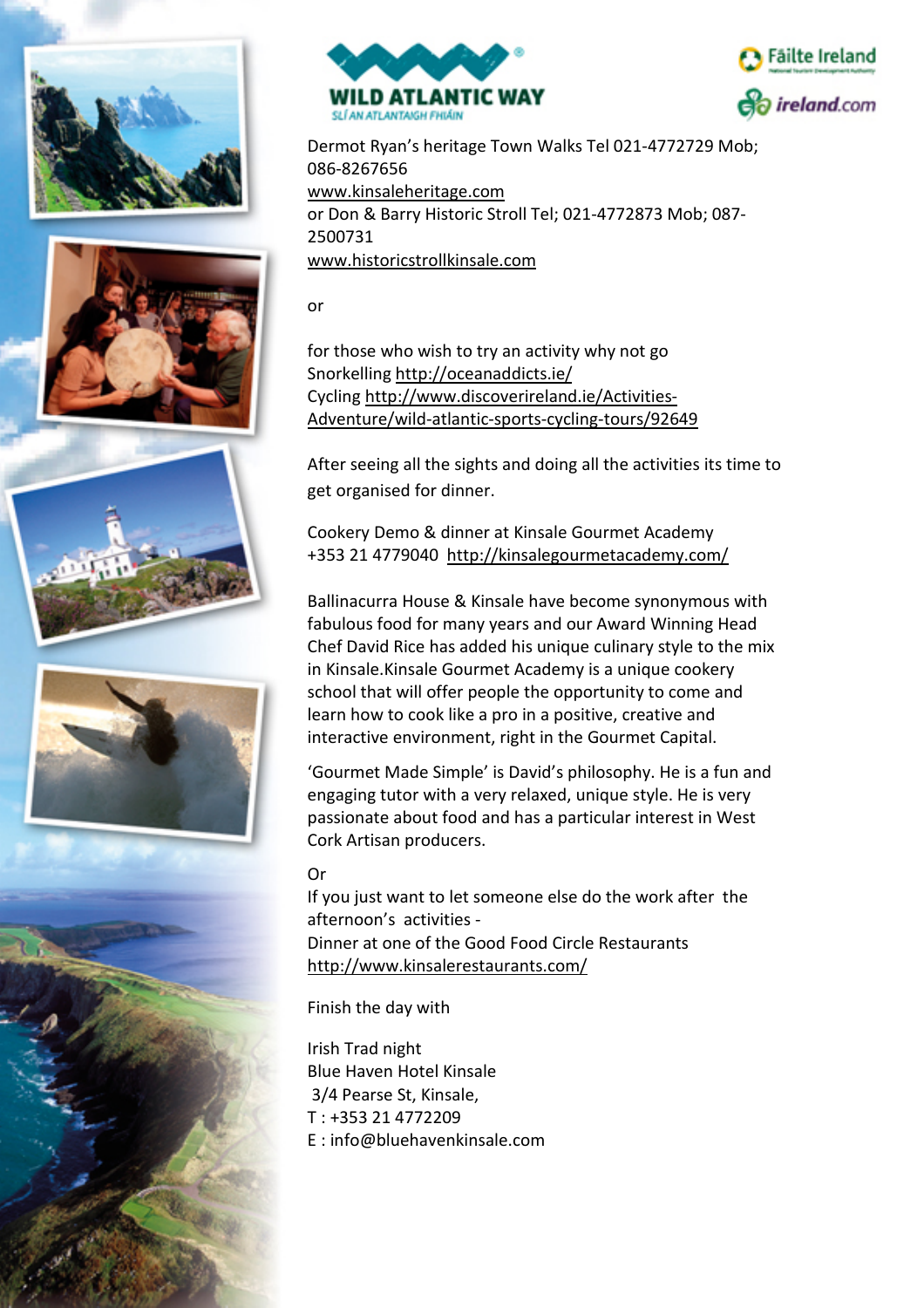Dermot Ryan's heritage Town Walks Tel 021-4772729 Mob; 086-8267656
www.kinsaleheritage.com
or Don & Barry Historic Stroll Tel; 021-4772873 Mob; 087-2500731
www.historicstrollkinsale.com

or

for those who wish to try an activity why not go
Snorkelling http://oceanaddicts.ie/
Cycling http://www.discoverireland.ie/Activities-Adventure/wild-atlantic-sports-cycling-tours/92649

After seeing all the sights and doing all the activities its time to get organised for dinner.

Cookery Demo & dinner at Kinsale Gourmet Academy
+353 21 4779040 http://kinsalegourmetacademy.com/

Ballinacurra House & Kinsale have become synonymous with fabulous food for many years and our Award Winning Head Chef David Rice has added his unique culinary style to the mix in Kinsale.Kinsale Gourmet Academy is a unique cookery school that will offer people the opportunity to come and learn how to cook like a pro in a positive, creative and interactive environment, right in the Gourmet Capital.

'Gourmet Made Simple' is David's philosophy. He is a fun and engaging tutor with a very relaxed, unique style. He is very passionate about food and has a particular interest in West Cork Artisan producers.

Or
If you just want to let someone else do the work after the afternoon's activities -
Dinner at one of the Good Food Circle Restaurants
http://www.kinsalerestaurants.com/

Finish the day with

Irish Trad night
Blue Haven Hotel Kinsale
3/4 Pearse St, Kinsale,
T : +353 21 4772209
E : info@bluehavenkinsale.com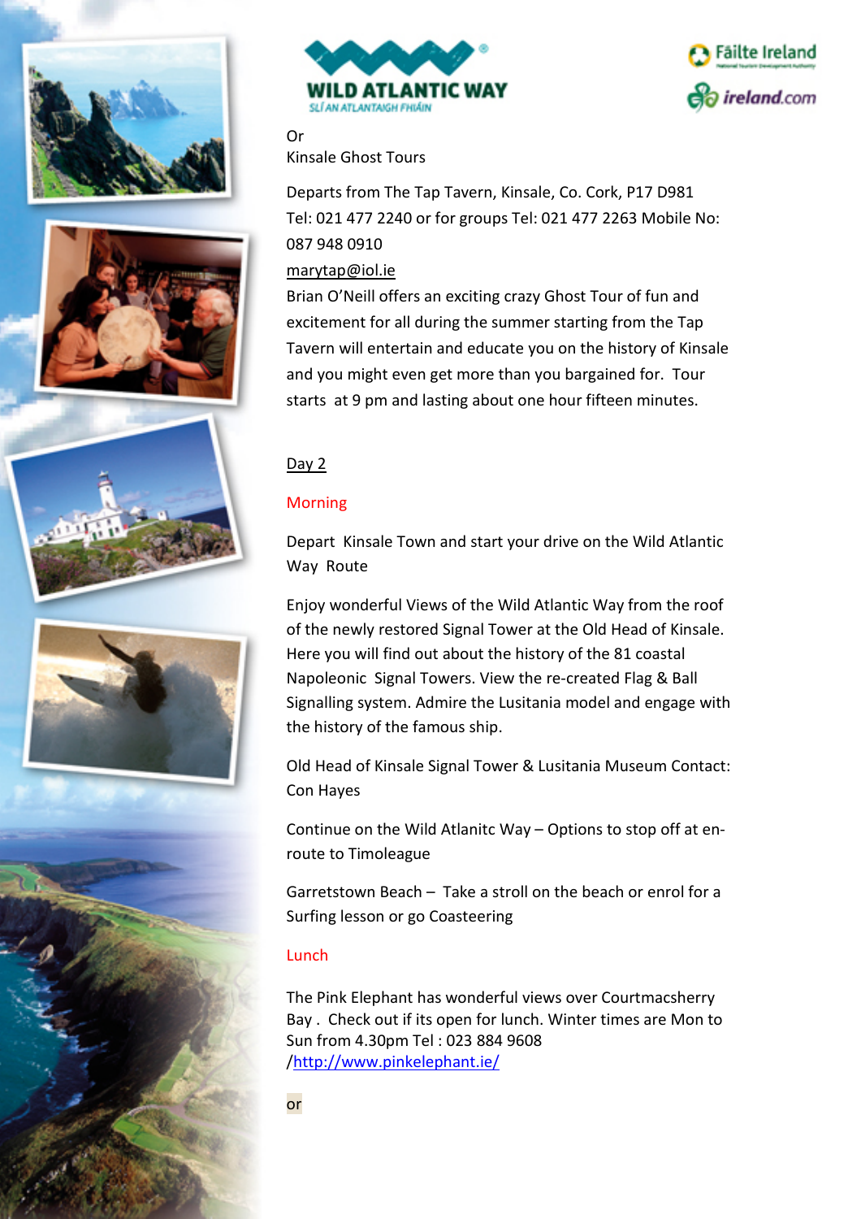Or
Kinsale Ghost Tours

Departs from The Tap Tavern, Kinsale, Co. Cork, P17 D981
Tel: 021 477 2240 or for groups Tel: 021 477 2263 Mobile No: 087 948 0910
marytap@iol.ie
Brian O'Neill offers an exciting crazy Ghost Tour of fun and excitement for all during the summer starting from the Tap Tavern will entertain and educate you on the history of Kinsale and you might even get more than you bargained for. Tour starts at 9 pm and lasting about one hour fifteen minutes.

## Day 2

### Morning

Depart Kinsale Town and start your drive on the Wild Atlantic Way Route

Enjoy wonderful Views of the Wild Atlantic Way from the roof of the newly restored Signal Tower at the Old Head of Kinsale. Here you will find out about the history of the 81 coastal Napoleonic Signal Towers. View the re-created Flag & Ball Signalling system. Admire the Lusitania model and engage with the history of the famous ship.

Old Head of Kinsale Signal Tower & Lusitania Museum Contact: Con Hayes

Continue on the Wild Atlanitc Way – Options to stop off at en-route to Timoleague

Garretstown Beach – Take a stroll on the beach or enrol for a Surfing lesson or go Coasteering

### Lunch

The Pink Elephant has wonderful views over Courtmacsherry Bay . Check out if its open for lunch. Winter times are Mon to Sun from 4.30pm Tel : 023 884 9608
/http://www.pinkelephant.ie/

or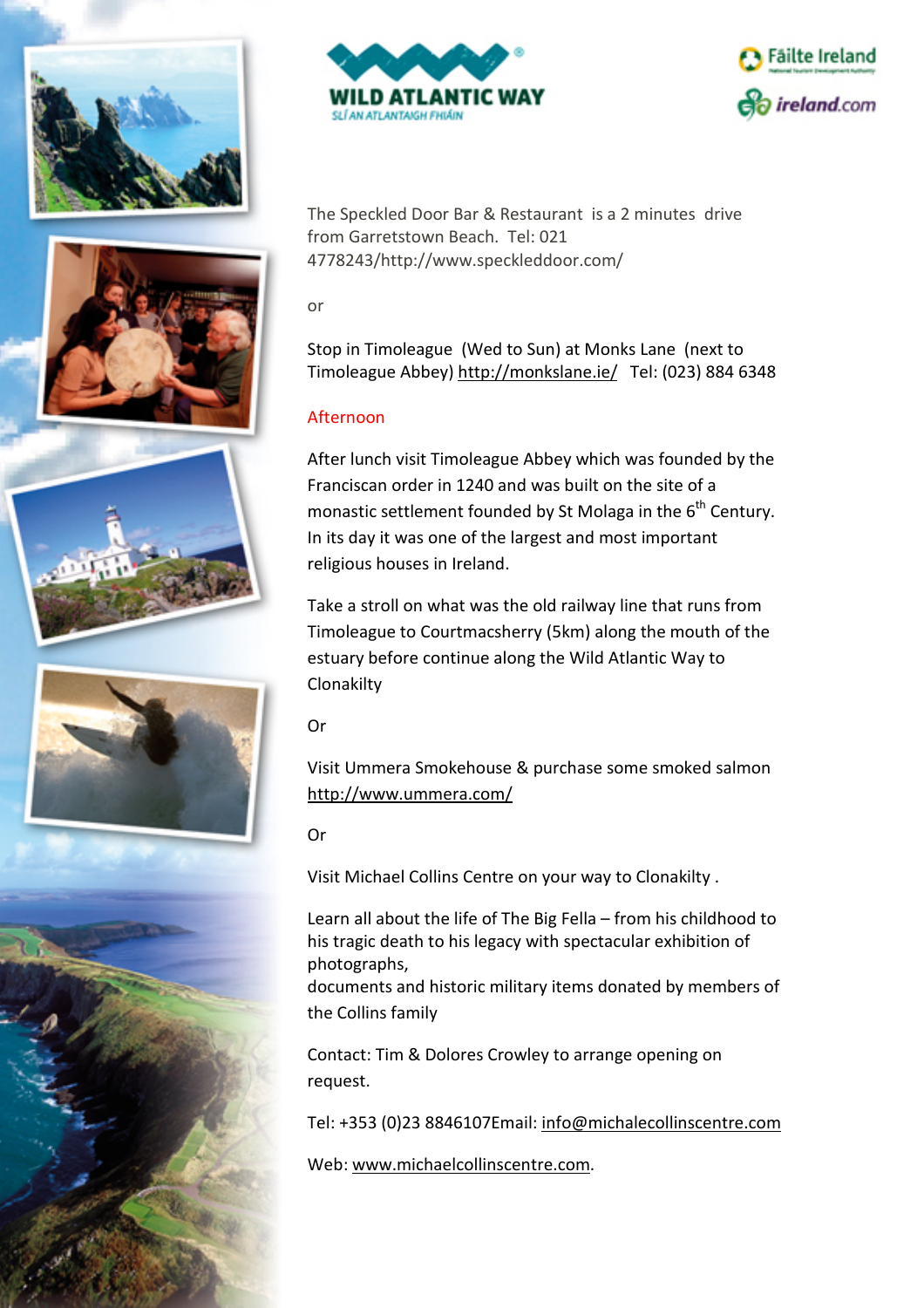The Speckled Door Bar & Restaurant is a 2 minutes drive from Garretstown Beach. Tel: 021 4778243/http://www.speckleddoor.com/

or

Stop in Timoleague (Wed to Sun) at Monks Lane (next to Timoleague Abbey) http://monkslane.ie/ Tel: (023) 884 6348

## Afternoon

After lunch visit Timoleague Abbey which was founded by the Franciscan order in 1240 and was built on the site of a monastic settlement founded by St Molaga in the 6th Century. In its day it was one of the largest and most important religious houses in Ireland.

Take a stroll on what was the old railway line that runs from Timoleague to Courtmacsherry (5km) along the mouth of the estuary before continue along the Wild Atlantic Way to Clonakilty

Or

Visit Ummera Smokehouse & purchase some smoked salmon http://www.ummera.com/

Or

Visit Michael Collins Centre on your way to Clonakilty .

Learn all about the life of The Big Fella – from his childhood to his tragic death to his legacy with spectacular exhibition of photographs,
documents and historic military items donated by members of the Collins family

Contact: Tim & Dolores Crowley to arrange opening on request.

Tel: +353 (0)23 8846107Email: info@michalecollinscentre.com

Web: www.michaelcollinscentre.com.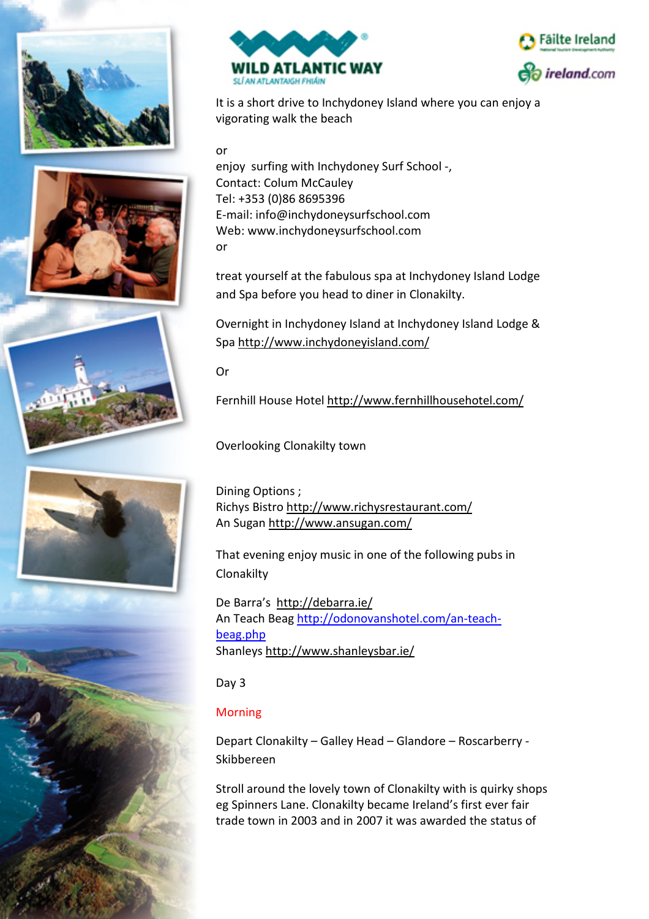It is a short drive to Inchydoney Island where you can enjoy a vigorating walk the beach

or

enjoy  surfing with Inchydoney Surf School -,
Contact: Colum McCauley
Tel: +353 (0)86 8695396
E-mail: info@inchydoneysurfschool.com
Web: www.inchydoneysurfschool.com
or

treat yourself at the fabulous spa at Inchydoney Island Lodge and Spa before you head to diner in Clonakilty.

Overnight in Inchydoney Island at Inchydoney Island Lodge & Spa http://www.inchydoneyisland.com/

Or

Fernhill House Hotel http://www.fernhillhousehotel.com/

Overlooking Clonakilty town

Dining Options ;
Richys Bistro http://www.richysrestaurant.com/
An Sugan http://www.ansugan.com/

That evening enjoy music in one of the following pubs in Clonakilty

De Barra's  http://debarra.ie/
An Teach Beag http://odonovanshotel.com/an-teach-beag.php
Shanleys http://www.shanleysbar.ie/

Day 3

Morning

Depart Clonakilty – Galley Head – Glandore – Roscarberry - Skibbereen

Stroll around the lovely town of Clonakilty with is quirky shops eg Spinners Lane. Clonakilty became Ireland's first ever fair trade town in 2003 and in 2007 it was awarded the status of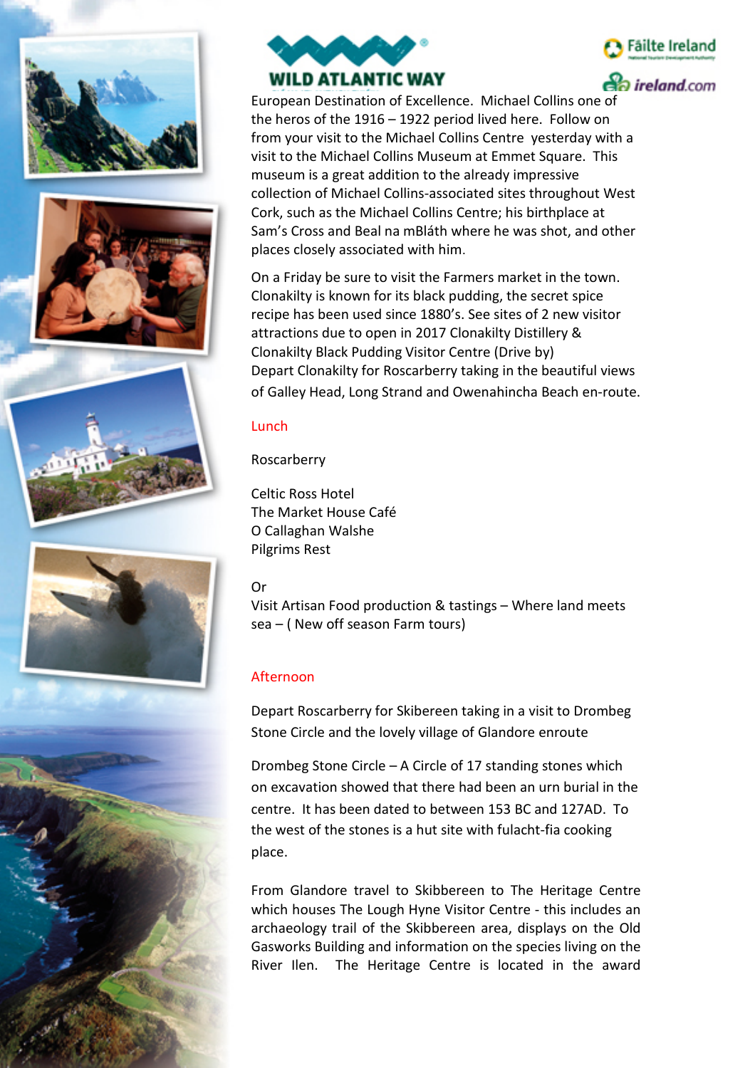European Destination of Excellence. Michael Collins one of the heros of the 1916 – 1922 period lived here. Follow on from your visit to the Michael Collins Centre yesterday with a visit to the Michael Collins Museum at Emmet Square. This museum is a great addition to the already impressive collection of Michael Collins-associated sites throughout West Cork, such as the Michael Collins Centre; his birthplace at Sam's Cross and Beal na mBláth where he was shot, and other places closely associated with him.

On a Friday be sure to visit the Farmers market in the town. Clonakilty is known for its black pudding, the secret spice recipe has been used since 1880's. See sites of 2 new visitor attractions due to open in 2017 Clonakilty Distillery & Clonakilty Black Pudding Visitor Centre (Drive by)
Depart Clonakilty for Roscarberry taking in the beautiful views of Galley Head, Long Strand and Owenahincha Beach en-route.

## Lunch

Roscarberry

Celtic Ross Hotel
The Market House Café
O Callaghan Walshe
Pilgrims Rest

Or
Visit Artisan Food production & tastings – Where land meets sea – ( New off season Farm tours)

## Afternoon

Depart Roscarberry for Skibereen taking in a visit to Drombeg Stone Circle and the lovely village of Glandore enroute

Drombeg Stone Circle – A Circle of 17 standing stones which on excavation showed that there had been an urn burial in the centre. It has been dated to between 153 BC and 127AD. To the west of the stones is a hut site with fulacht-fia cooking place.

From Glandore travel to Skibbereen to The Heritage Centre which houses The Lough Hyne Visitor Centre - this includes an archaeology trail of the Skibbereen area, displays on the Old Gasworks Building and information on the species living on the River Ilen. The Heritage Centre is located in the award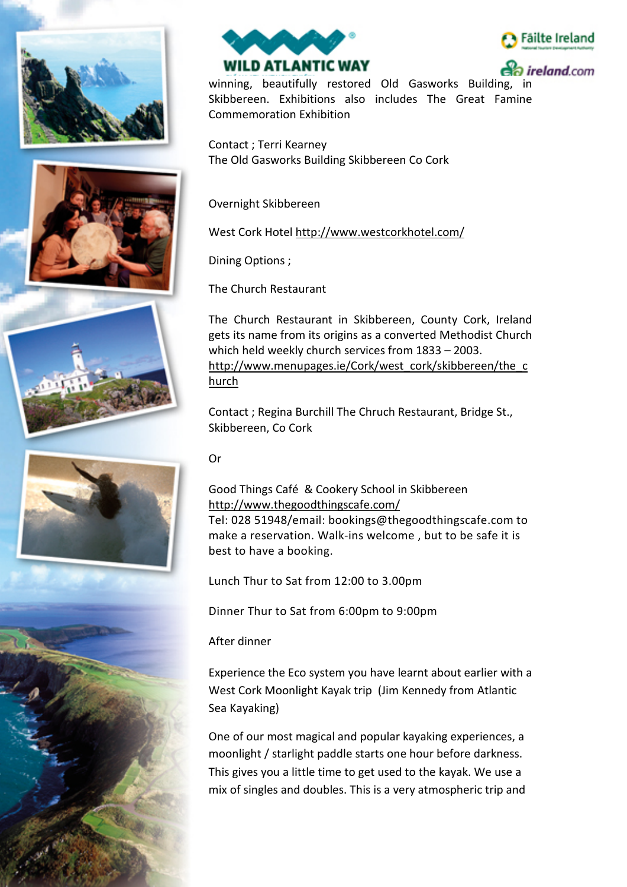winning, beautifully restored Old Gasworks Building, in Skibbereen. Exhibitions also includes The Great Famine Commemoration Exhibition

Contact ; Terri Kearney
The Old Gasworks Building Skibbereen Co Cork

Overnight Skibbereen

West Cork Hotel http://www.westcorkhotel.com/

Dining Options ;

The Church Restaurant

The Church Restaurant in Skibbereen, County Cork, Ireland gets its name from its origins as a converted Methodist Church which held weekly church services from 1833 – 2003.
http://www.menupages.ie/Cork/west_cork/skibbereen/the_church

Contact ; Regina Burchill The Chruch Restaurant, Bridge St., Skibbereen, Co Cork

Or

Good Things Café & Cookery School in Skibbereen
http://www.thegoodthingscafe.com/
Tel: 028 51948/email: bookings@thegoodthingscafe.com to make a reservation. Walk-ins welcome , but to be safe it is best to have a booking.

Lunch Thur to Sat from 12:00 to 3.00pm

Dinner Thur to Sat from 6:00pm to 9:00pm

After dinner

Experience the Eco system you have learnt about earlier with a West Cork Moonlight Kayak trip (Jim Kennedy from Atlantic Sea Kayaking)

One of our most magical and popular kayaking experiences, a moonlight / starlight paddle starts one hour before darkness. This gives you a little time to get used to the kayak. We use a mix of singles and doubles. This is a very atmospheric trip and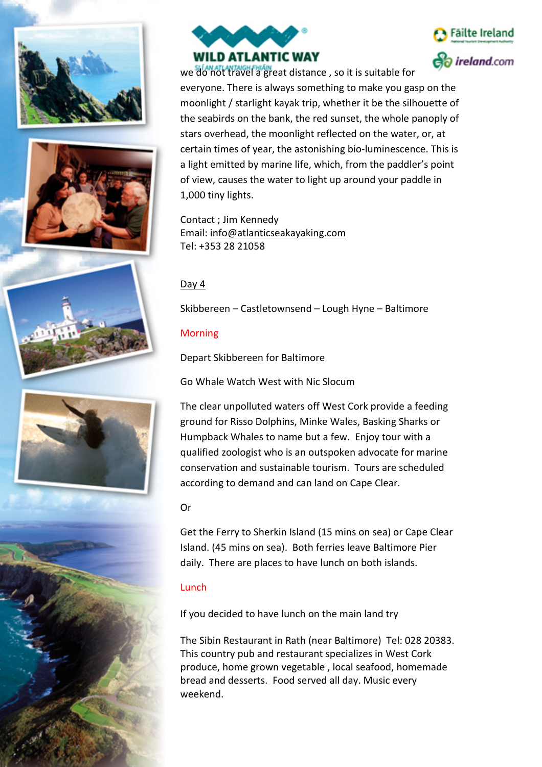we do not travel a great distance , so it is suitable for everyone. There is always something to make you gasp on the moonlight / starlight kayak trip, whether it be the silhouette of the seabirds on the bank, the red sunset, the whole panoply of stars overhead, the moonlight reflected on the water, or, at certain times of year, the astonishing bio-luminescence. This is a light emitted by marine life, which, from the paddler's point of view, causes the water to light up around your paddle in 1,000 tiny lights.

Contact ; Jim Kennedy
Email: info@atlanticseakayaking.com
Tel: +353 28 21058

Day 4

Skibbereen – Castletownsend – Lough Hyne – Baltimore

Morning

Depart Skibbereen for Baltimore

Go Whale Watch West with Nic Slocum

The clear unpolluted waters off West Cork provide a feeding ground for Risso Dolphins, Minke Wales, Basking Sharks or Humpback Whales to name but a few. Enjoy tour with a qualified zoologist who is an outspoken advocate for marine conservation and sustainable tourism. Tours are scheduled according to demand and can land on Cape Clear.

Or

Get the Ferry to Sherkin Island (15 mins on sea) or Cape Clear Island. (45 mins on sea). Both ferries leave Baltimore Pier daily. There are places to have lunch on both islands.

Lunch

If you decided to have lunch on the main land try

The Sibin Restaurant in Rath (near Baltimore) Tel: 028 20383. This country pub and restaurant specializes in West Cork produce, home grown vegetable , local seafood, homemade bread and desserts. Food served all day. Music every weekend.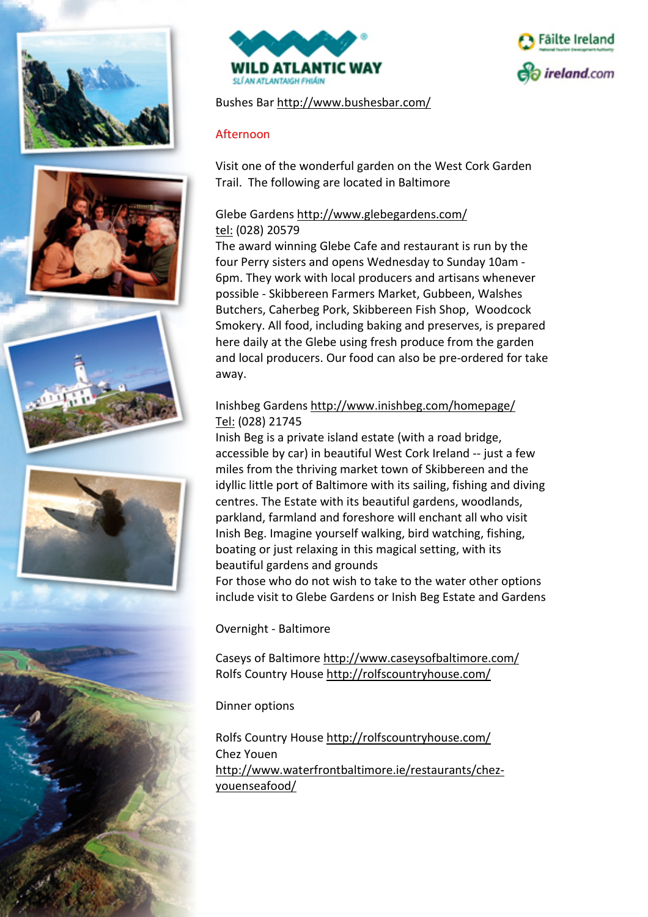Bushes Bar http://www.bushesbar.com/

Afternoon

Visit one of the wonderful garden on the West Cork Garden Trail. The following are located in Baltimore

Glebe Gardens http://www.glebegardens.com/
tel: (028) 20579
The award winning Glebe Cafe and restaurant is run by the four Perry sisters and opens Wednesday to Sunday 10am - 6pm. They work with local producers and artisans whenever possible - Skibbereen Farmers Market, Gubbeen, Walshes Butchers, Caherbeg Pork, Skibbereen Fish Shop, Woodcock Smokery. All food, including baking and preserves, is prepared here daily at the Glebe using fresh produce from the garden and local producers. Our food can also be pre-ordered for take away.

Inishbeg Gardens http://www.inishbeg.com/homepage/
Tel: (028) 21745
Inish Beg is a private island estate (with a road bridge, accessible by car) in beautiful West Cork Ireland -- just a few miles from the thriving market town of Skibbereen and the idyllic little port of Baltimore with its sailing, fishing and diving centres. The Estate with its beautiful gardens, woodlands, parkland, farmland and foreshore will enchant all who visit Inish Beg. Imagine yourself walking, bird watching, fishing, boating or just relaxing in this magical setting, with its beautiful gardens and grounds
For those who do not wish to take to the water other options include visit to Glebe Gardens or Inish Beg Estate and Gardens

Overnight - Baltimore

Caseys of Baltimore http://www.caseysofbaltimore.com/
Rolfs Country House http://rolfscountryhouse.com/

Dinner options

Rolfs Country House http://rolfscountryhouse.com/
Chez Youen
http://www.waterfrontbaltimore.ie/restaurants/chez-youenseafood/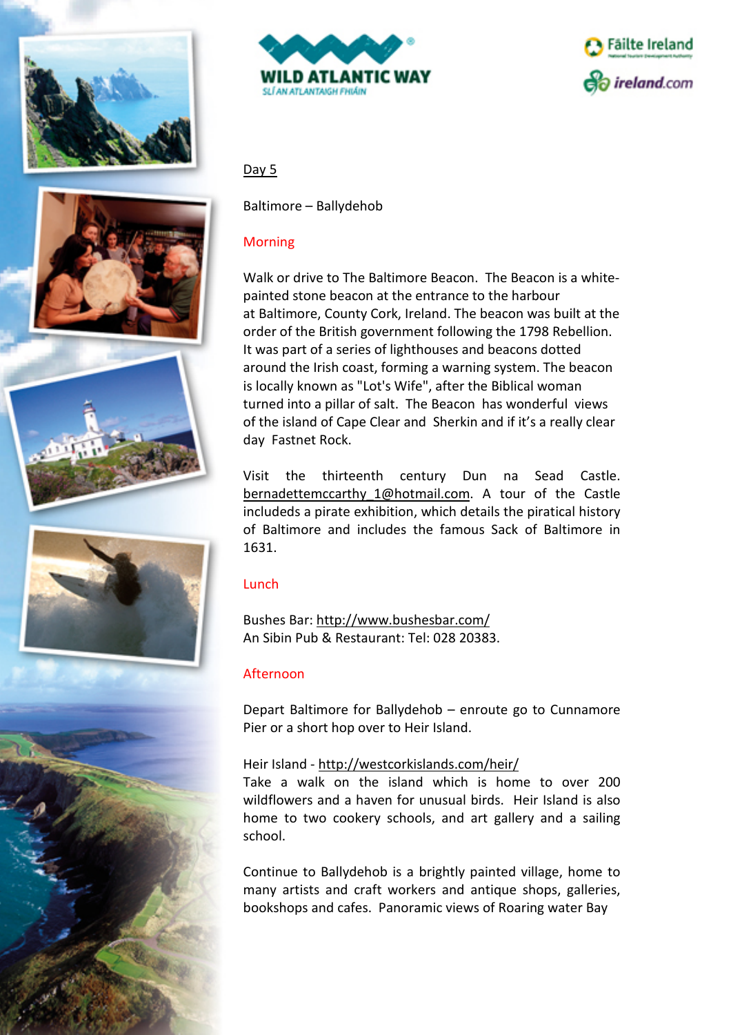Day 5

Baltimore – Ballydehob

Morning

Walk or drive to The Baltimore Beacon. The Beacon is a white-painted stone beacon at the entrance to the harbour at Baltimore, County Cork, Ireland. The beacon was built at the order of the British government following the 1798 Rebellion. It was part of a series of lighthouses and beacons dotted around the Irish coast, forming a warning system. The beacon is locally known as "Lot's Wife", after the Biblical woman turned into a pillar of salt. The Beacon has wonderful views of the island of Cape Clear and Sherkin and if it's a really clear day Fastnet Rock.

Visit the thirteenth century Dun na Sead Castle. bernadettemccarthy_1@hotmail.com. A tour of the Castle includeds a pirate exhibition, which details the piratical history of Baltimore and includes the famous Sack of Baltimore in 1631.

Lunch

Bushes Bar: http://www.bushesbar.com/
An Sibin Pub & Restaurant: Tel: 028 20383.

Afternoon

Depart Baltimore for Ballydehob – enroute go to Cunnamore Pier or a short hop over to Heir Island.

Heir Island - http://westcorkislands.com/heir/
Take a walk on the island which is home to over 200 wildflowers and a haven for unusual birds. Heir Island is also home to two cookery schools, and art gallery and a sailing school.

Continue to Ballydehob is a brightly painted village, home to many artists and craft workers and antique shops, galleries, bookshops and cafes. Panoramic views of Roaring water Bay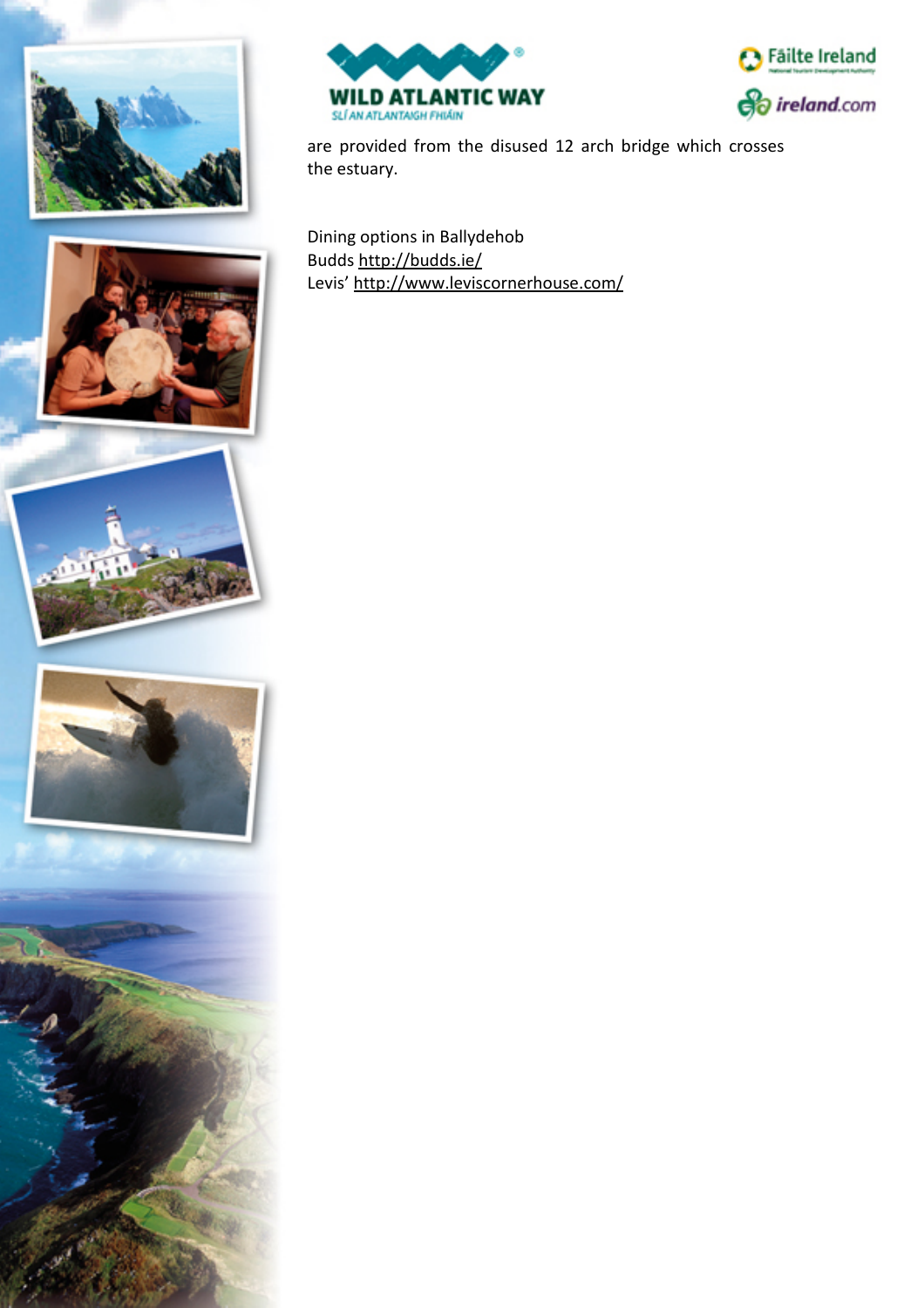are provided from the disused 12 arch bridge which crosses the estuary.

Dining options in Ballydehob
Budds http://budds.ie/
Levis' http://www.leviscornerhouse.com/